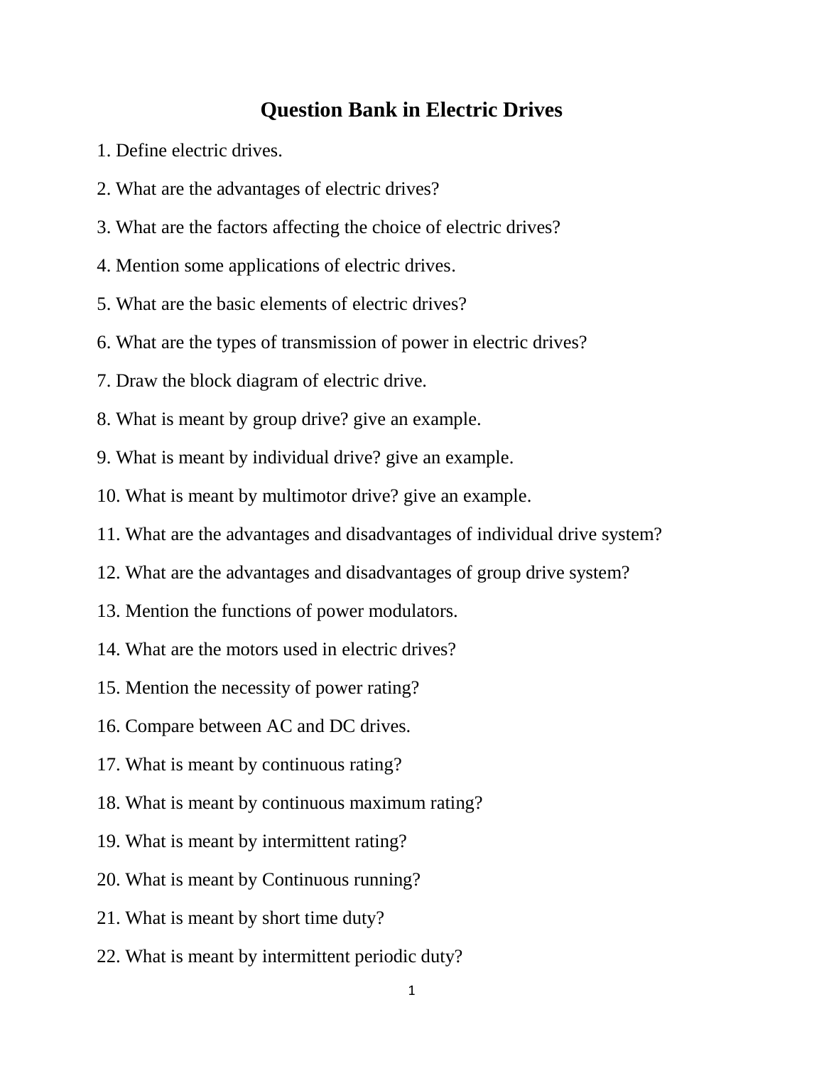# Question Bank in Electric Drives

1. Define electric drives.

2. What are the advantages of electric drives?

3. What are the factors affecting the choice of electric drives?

4. Mention some applications of electric drives.

5. What are the basic elements of electric drives?

6. What are the types of transmission of power in electric drives?

7. Draw the block diagram of electric drive.

8. What is meant by group drive? give an example.

9. What is meant by individual drive? give an example.

10. What is meant by multimotor drive? give an example.

11. What are the advantages and disadvantages of individual drive system?

12. What are the advantages and disadvantages of group drive system?

13. Mention the functions of power modulators.

14. What are the motors used in electric drives?

15. Mention the necessity of power rating?

16. Compare between AC and DC drives.

17. What is meant by continuous rating?

18. What is meant by continuous maximum rating?

19. What is meant by intermittent rating?

20. What is meant by Continuous running?

21. What is meant by short time duty?

22. What is meant by intermittent periodic duty?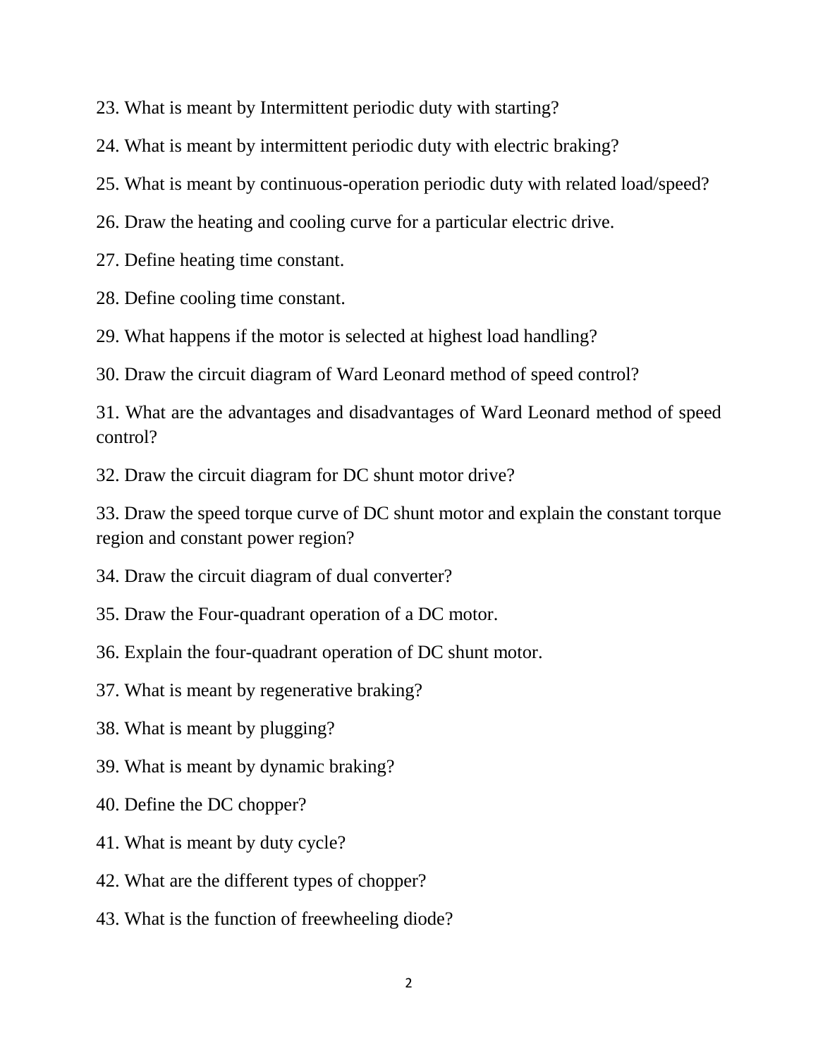23. What is meant by Intermittent periodic duty with starting?

24. What is meant by intermittent periodic duty with electric braking?

25. What is meant by continuous-operation periodic duty with related load/speed?

26. Draw the heating and cooling curve for a particular electric drive.

27. Define heating time constant.

28. Define cooling time constant.

29. What happens if the motor is selected at highest load handling?

30. Draw the circuit diagram of Ward Leonard method of speed control?

31. What are the advantages and disadvantages of Ward Leonard method of speed control?

32. Draw the circuit diagram for DC shunt motor drive?

33. Draw the speed torque curve of DC shunt motor and explain the constant torque region and constant power region?

34. Draw the circuit diagram of dual converter?

35. Draw the Four-quadrant operation of a DC motor.

36. Explain the four-quadrant operation of DC shunt motor.

37. What is meant by regenerative braking?

38. What is meant by plugging?

39. What is meant by dynamic braking?

40. Define the DC chopper?

41. What is meant by duty cycle?

42. What are the different types of chopper?

43. What is the function of freewheeling diode?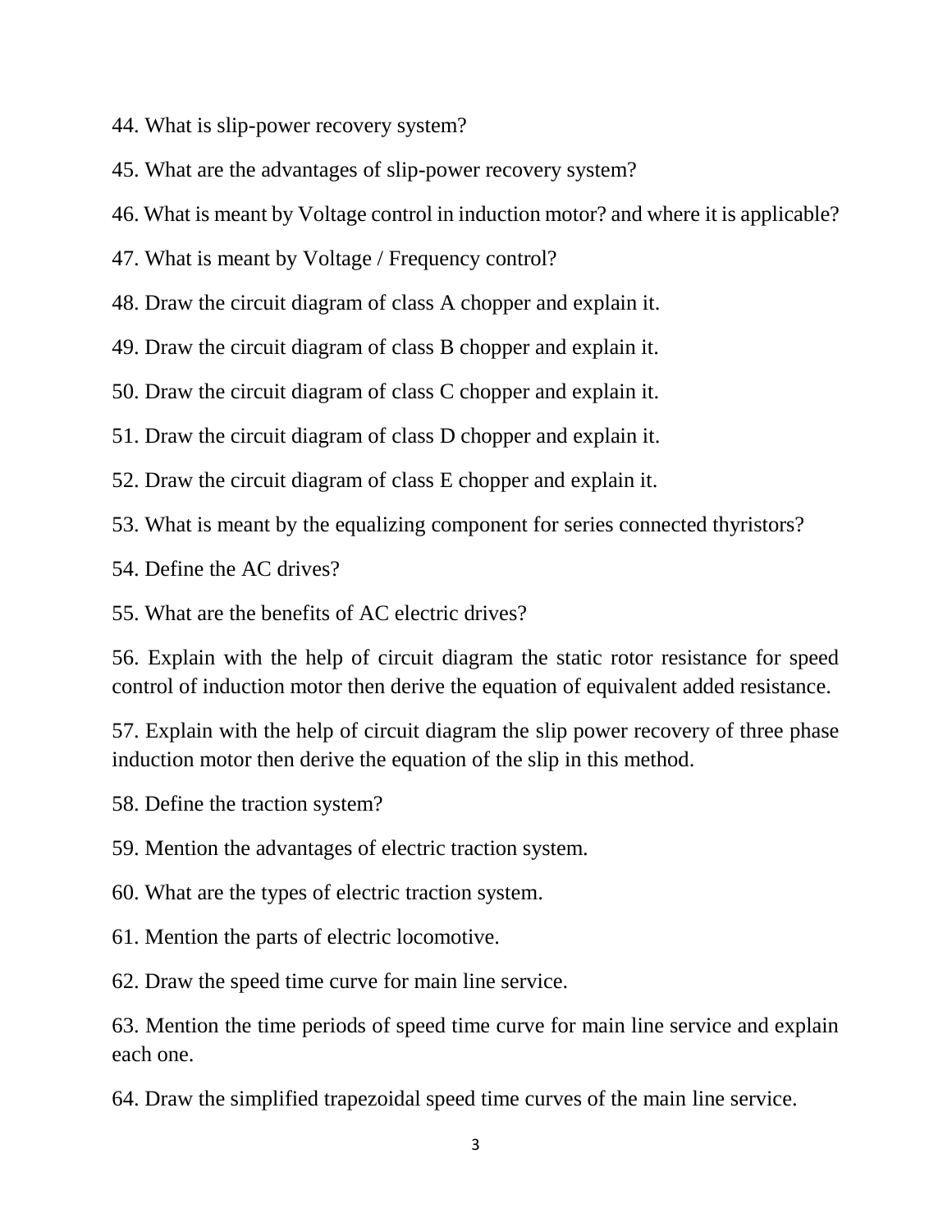44. What is slip-power recovery system?

45. What are the advantages of slip-power recovery system?

46. What is meant by Voltage control in induction motor? and where it is applicable?

47. What is meant by Voltage / Frequency control?

48. Draw the circuit diagram of class A chopper and explain it.

49. Draw the circuit diagram of class B chopper and explain it.

50. Draw the circuit diagram of class C chopper and explain it.

51. Draw the circuit diagram of class D chopper and explain it.

52. Draw the circuit diagram of class E chopper and explain it.

53. What is meant by the equalizing component for series connected thyristors?

54. Define the AC drives?

55. What are the benefits of AC electric drives?

56. Explain with the help of circuit diagram the static rotor resistance for speed control of induction motor then derive the equation of equivalent added resistance.

57. Explain with the help of circuit diagram the slip power recovery of three phase induction motor then derive the equation of the slip in this method.

58. Define the traction system?

59. Mention the advantages of electric traction system.

60. What are the types of electric traction system.

61. Mention the parts of electric locomotive.

62. Draw the speed time curve for main line service.

63. Mention the time periods of speed time curve for main line service and explain each one.

64. Draw the simplified trapezoidal speed time curves of the main line service.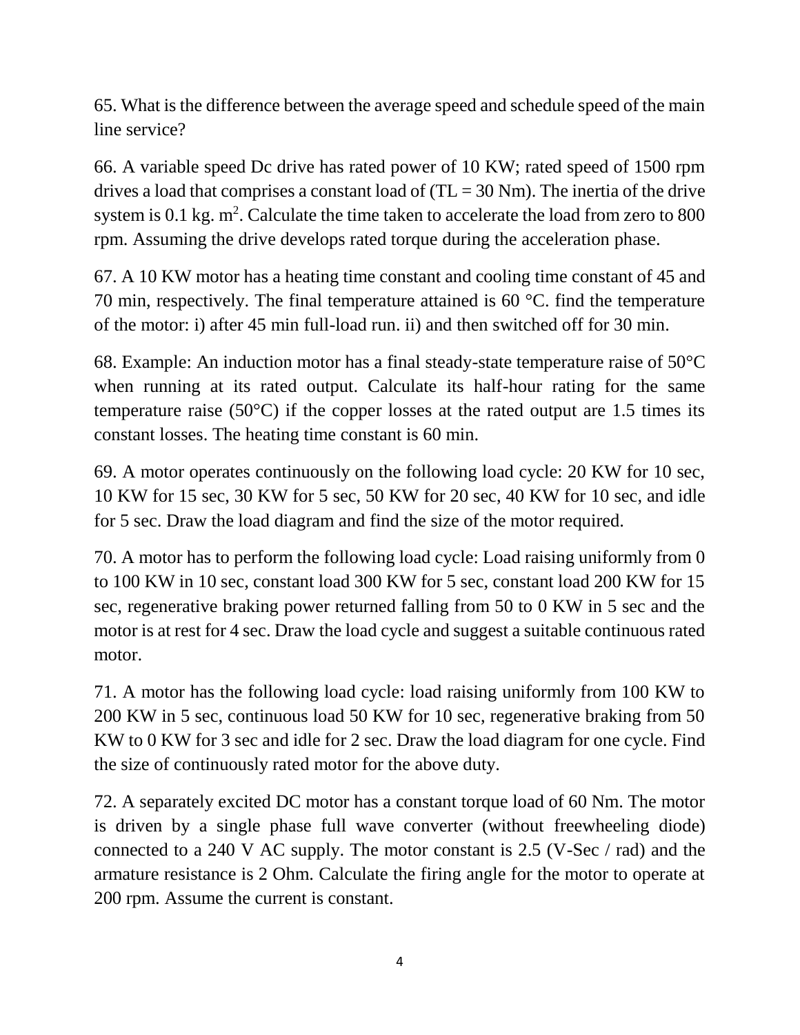65. What is the difference between the average speed and schedule speed of the main line service?

66. A variable speed Dc drive has rated power of 10 KW; rated speed of 1500 rpm drives a load that comprises a constant load of ($T_L$ = 30 Nm). The inertia of the drive system is 0.1 kg. $m^2$. Calculate the time taken to accelerate the load from zero to 800 rpm. Assuming the drive develops rated torque during the acceleration phase.

67. A 10 KW motor has a heating time constant and cooling time constant of 45 and 70 min, respectively. The final temperature attained is 60 °C. find the temperature of the motor: i) after 45 min full-load run. ii) and then switched off for 30 min.

68. Example: An induction motor has a final steady-state temperature raise of 50°C when running at its rated output. Calculate its half-hour rating for the same temperature raise (50°C) if the copper losses at the rated output are 1.5 times its constant losses. The heating time constant is 60 min.

69. A motor operates continuously on the following load cycle: 20 KW for 10 sec, 10 KW for 15 sec, 30 KW for 5 sec, 50 KW for 20 sec, 40 KW for 10 sec, and idle for 5 sec. Draw the load diagram and find the size of the motor required.

70. A motor has to perform the following load cycle: Load raising uniformly from 0 to 100 KW in 10 sec, constant load 300 KW for 5 sec, constant load 200 KW for 15 sec, regenerative braking power returned falling from 50 to 0 KW in 5 sec and the motor is at rest for 4 sec. Draw the load cycle and suggest a suitable continuous rated motor.

71. A motor has the following load cycle: load raising uniformly from 100 KW to 200 KW in 5 sec, continuous load 50 KW for 10 sec, regenerative braking from 50 KW to 0 KW for 3 sec and idle for 2 sec. Draw the load diagram for one cycle. Find the size of continuously rated motor for the above duty.

72. A separately excited DC motor has a constant torque load of 60 Nm. The motor is driven by a single phase full wave converter (without freewheeling diode) connected to a 240 V AC supply. The motor constant is 2.5 (V-Sec / rad) and the armature resistance is 2 Ohm. Calculate the firing angle for the motor to operate at 200 rpm. Assume the current is constant.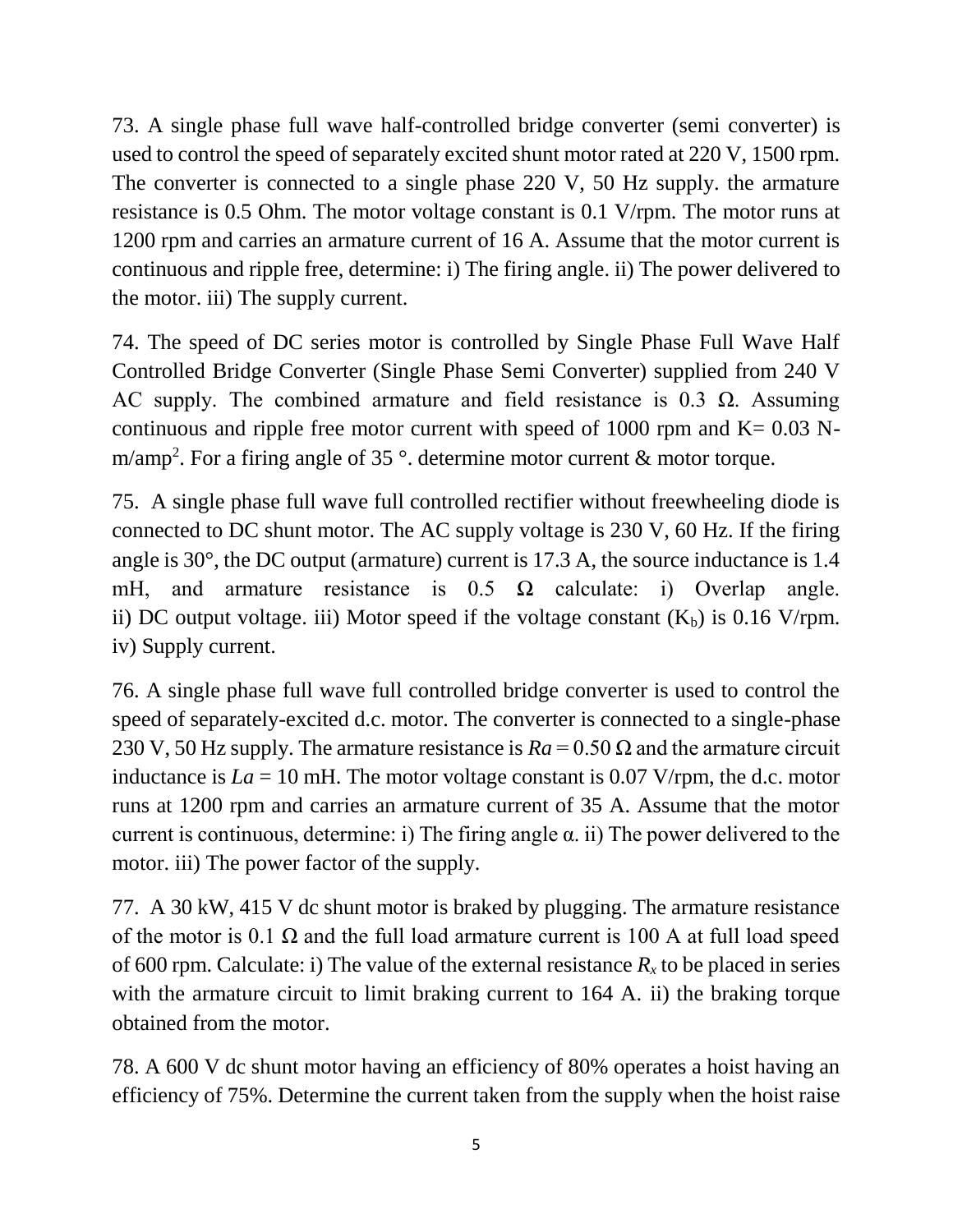73. A single phase full wave half-controlled bridge converter (semi converter) is used to control the speed of separately excited shunt motor rated at 220 V, 1500 rpm. The converter is connected to a single phase 220 V, 50 Hz supply. the armature resistance is 0.5 Ohm. The motor voltage constant is 0.1 V/rpm. The motor runs at 1200 rpm and carries an armature current of 16 A. Assume that the motor current is continuous and ripple free, determine: i) The firing angle. ii) The power delivered to the motor. iii) The supply current.

74. The speed of DC series motor is controlled by Single Phase Full Wave Half Controlled Bridge Converter (Single Phase Semi Converter) supplied from 240 V AC supply. The combined armature and field resistance is 0.3 Ω. Assuming continuous and ripple free motor current with speed of 1000 rpm and K= 0.03 N-m/amp$^2$. For a firing angle of 35 °. determine motor current & motor torque.

75. A single phase full wave full controlled rectifier without freewheeling diode is connected to DC shunt motor. The AC supply voltage is 230 V, 60 Hz. If the firing angle is 30°, the DC output (armature) current is 17.3 A, the source inductance is 1.4 mH, and armature resistance is 0.5 Ω calculate: i) Overlap angle. ii) DC output voltage. iii) Motor speed if the voltage constant ($K_b$) is 0.16 V/rpm. iv) Supply current.

76. A single phase full wave full controlled bridge converter is used to control the speed of separately-excited d.c. motor. The converter is connected to a single-phase 230 V, 50 Hz supply. The armature resistance is $Ra = 0.50\ \Omega$ and the armature circuit inductance is $La = 10$ mH. The motor voltage constant is 0.07 V/rpm, the d.c. motor runs at 1200 rpm and carries an armature current of 35 A. Assume that the motor current is continuous, determine: i) The firing angle α. ii) The power delivered to the motor. iii) The power factor of the supply.

77. A 30 kW, 415 V dc shunt motor is braked by plugging. The armature resistance of the motor is 0.1 Ω and the full load armature current is 100 A at full load speed of 600 rpm. Calculate: i) The value of the external resistance $R_x$ to be placed in series with the armature circuit to limit braking current to 164 A. ii) the braking torque obtained from the motor.

78. A 600 V dc shunt motor having an efficiency of 80% operates a hoist having an efficiency of 75%. Determine the current taken from the supply when the hoist raise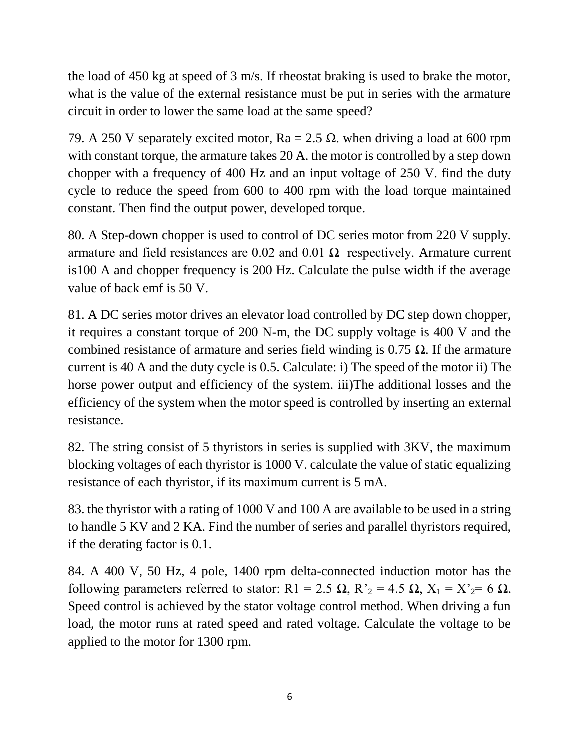the load of 450 kg at speed of 3 m/s. If rheostat braking is used to brake the motor, what is the value of the external resistance must be put in series with the armature circuit in order to lower the same load at the same speed?

79. A 250 V separately excited motor, $R_a = 2.5\ \Omega$. when driving a load at 600 rpm with constant torque, the armature takes 20 A. the motor is controlled by a step down chopper with a frequency of 400 Hz and an input voltage of 250 V. find the duty cycle to reduce the speed from 600 to 400 rpm with the load torque maintained constant. Then find the output power, developed torque.

80. A Step-down chopper is used to control of DC series motor from 220 V supply. armature and field resistances are 0.02 and 0.01 $\Omega$ respectively. Armature current is100 A and chopper frequency is 200 Hz. Calculate the pulse width if the average value of back emf is 50 V.

81. A DC series motor drives an elevator load controlled by DC step down chopper, it requires a constant torque of 200 N-m, the DC supply voltage is 400 V and the combined resistance of armature and series field winding is 0.75 $\Omega$. If the armature current is 40 A and the duty cycle is 0.5. Calculate: i) The speed of the motor ii) The horse power output and efficiency of the system. iii)The additional losses and the efficiency of the system when the motor speed is controlled by inserting an external resistance.

82. The string consist of 5 thyristors in series is supplied with 3KV, the maximum blocking voltages of each thyristor is 1000 V. calculate the value of static equalizing resistance of each thyristor, if its maximum current is 5 mA.

83. the thyristor with a rating of 1000 V and 100 A are available to be used in a string to handle 5 KV and 2 KA. Find the number of series and parallel thyristors required, if the derating factor is 0.1.

84. A 400 V, 50 Hz, 4 pole, 1400 rpm delta-connected induction motor has the following parameters referred to stator: $R1 = 2.5\ \Omega$, $R'_2 = 4.5\ \Omega$, $X_1 = X'_2 = 6\ \Omega$. Speed control is achieved by the stator voltage control method. When driving a fun load, the motor runs at rated speed and rated voltage. Calculate the voltage to be applied to the motor for 1300 rpm.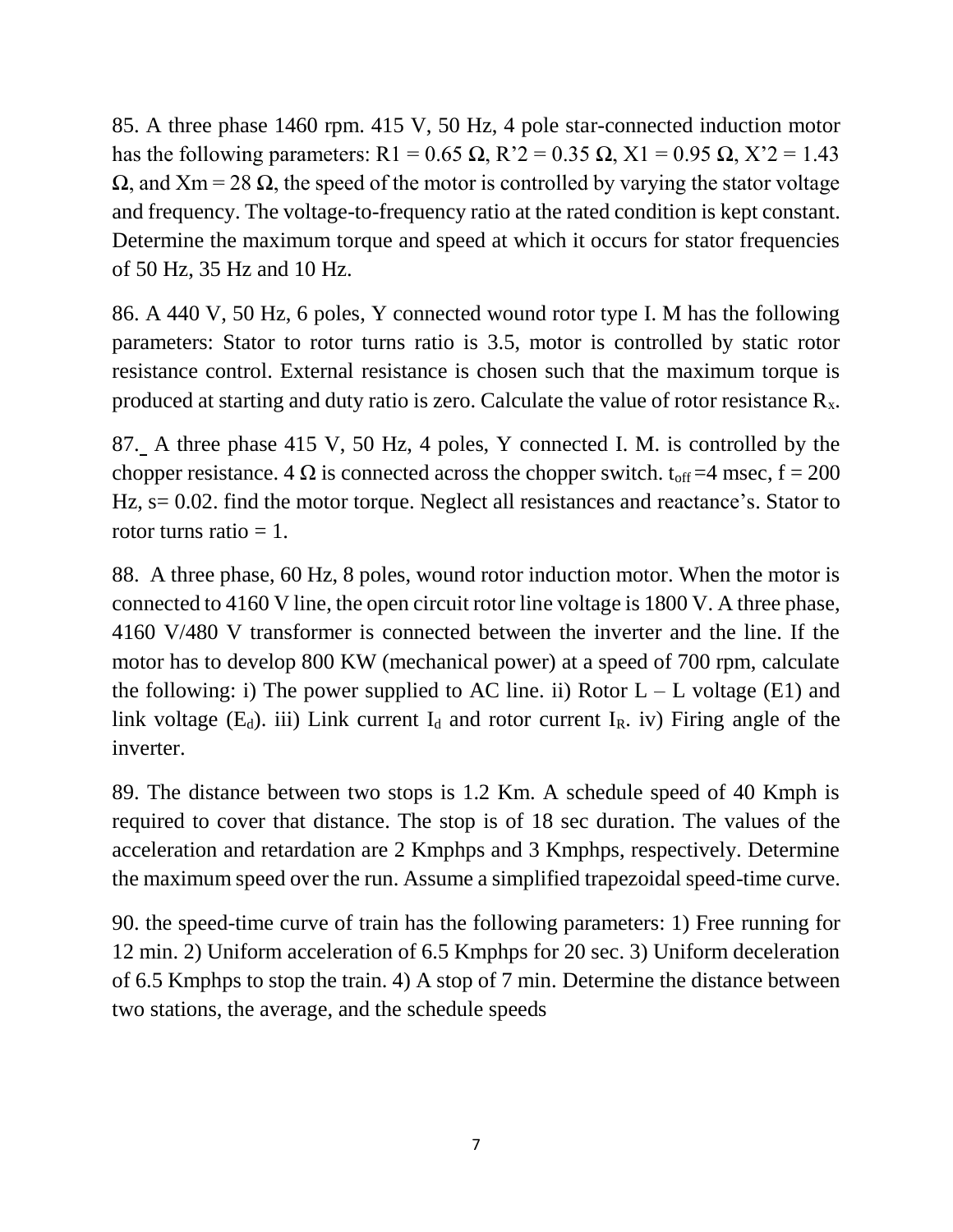85. A three phase 1460 rpm. 415 V, 50 Hz, 4 pole star-connected induction motor has the following parameters: R1 = 0.65 Ω, R'2 = 0.35 Ω, X1 = 0.95 Ω, X'2 = 1.43 Ω, and Xm = 28 Ω, the speed of the motor is controlled by varying the stator voltage and frequency. The voltage-to-frequency ratio at the rated condition is kept constant. Determine the maximum torque and speed at which it occurs for stator frequencies of 50 Hz, 35 Hz and 10 Hz.

86. A 440 V, 50 Hz, 6 poles, Y connected wound rotor type I. M has the following parameters: Stator to rotor turns ratio is 3.5, motor is controlled by static rotor resistance control. External resistance is chosen such that the maximum torque is produced at starting and duty ratio is zero. Calculate the value of rotor resistance $R_x$.

87. A three phase 415 V, 50 Hz, 4 poles, Y connected I. M. is controlled by the chopper resistance. 4 Ω is connected across the chopper switch. $t_{off}$ =4 msec, f = 200 Hz, s= 0.02. find the motor torque. Neglect all resistances and reactance's. Stator to rotor turns ratio = 1.

88. A three phase, 60 Hz, 8 poles, wound rotor induction motor. When the motor is connected to 4160 V line, the open circuit rotor line voltage is 1800 V. A three phase, 4160 V/480 V transformer is connected between the inverter and the line. If the motor has to develop 800 KW (mechanical power) at a speed of 700 rpm, calculate the following: i) The power supplied to AC line. ii) Rotor L – L voltage (E1) and link voltage ($E_d$). iii) Link current $I_d$ and rotor current $I_R$. iv) Firing angle of the inverter.

89. The distance between two stops is 1.2 Km. A schedule speed of 40 Kmph is required to cover that distance. The stop is of 18 sec duration. The values of the acceleration and retardation are 2 Kmphps and 3 Kmphps, respectively. Determine the maximum speed over the run. Assume a simplified trapezoidal speed-time curve.

90. the speed-time curve of train has the following parameters: 1) Free running for 12 min. 2) Uniform acceleration of 6.5 Kmphps for 20 sec. 3) Uniform deceleration of 6.5 Kmphps to stop the train. 4) A stop of 7 min. Determine the distance between two stations, the average, and the schedule speeds